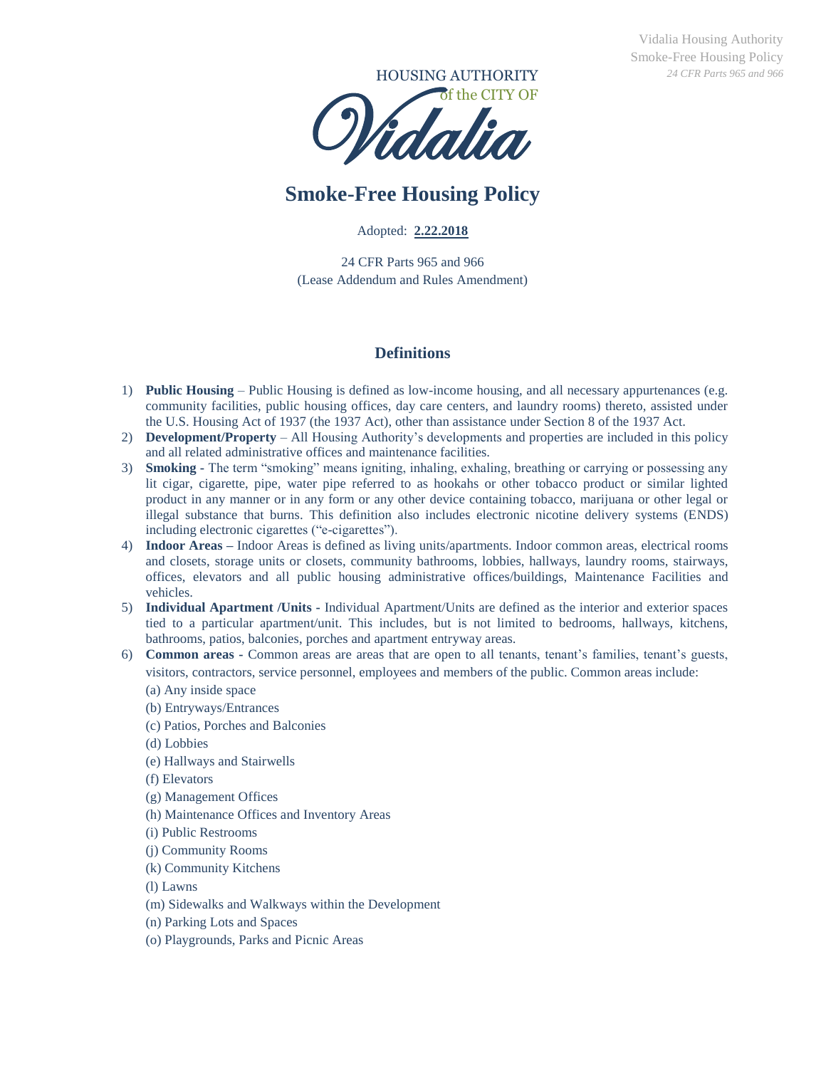HOUSING AUTHORITY of the CITY OF Vidalia

# Smoke-Free Housing Policy

Adopted: **2.22.2018**

24 CFR Parts 965 and 966
(Lease Addendum and Rules Amendment)

## Definitions

1) **Public Housing** – Public Housing is defined as low-income housing, and all necessary appurtenances (e.g. community facilities, public housing offices, day care centers, and laundry rooms) thereto, assisted under the U.S. Housing Act of 1937 (the 1937 Act), other than assistance under Section 8 of the 1937 Act.
2) **Development/Property** – All Housing Authority's developments and properties are included in this policy and all related administrative offices and maintenance facilities.
3) **Smoking** - The term "smoking" means igniting, inhaling, exhaling, breathing or carrying or possessing any lit cigar, cigarette, pipe, water pipe referred to as hookahs or other tobacco product or similar lighted product in any manner or in any form or any other device containing tobacco, marijuana or other legal or illegal substance that burns. This definition also includes electronic nicotine delivery systems (ENDS) including electronic cigarettes ("e-cigarettes").
4) **Indoor Areas –** Indoor Areas is defined as living units/apartments. Indoor common areas, electrical rooms and closets, storage units or closets, community bathrooms, lobbies, hallways, laundry rooms, stairways, offices, elevators and all public housing administrative offices/buildings, Maintenance Facilities and vehicles.
5) **Individual Apartment /Units -** Individual Apartment/Units are defined as the interior and exterior spaces tied to a particular apartment/unit. This includes, but is not limited to bedrooms, hallways, kitchens, bathrooms, patios, balconies, porches and apartment entryway areas.
6) **Common areas -** Common areas are areas that are open to all tenants, tenant's families, tenant's guests, visitors, contractors, service personnel, employees and members of the public. Common areas include:
   (a) Any inside space
   (b) Entryways/Entrances
   (c) Patios, Porches and Balconies
   (d) Lobbies
   (e) Hallways and Stairwells
   (f) Elevators
   (g) Management Offices
   (h) Maintenance Offices and Inventory Areas
   (i) Public Restrooms
   (j) Community Rooms
   (k) Community Kitchens
   (l) Lawns
   (m) Sidewalks and Walkways within the Development
   (n) Parking Lots and Spaces
   (o) Playgrounds, Parks and Picnic Areas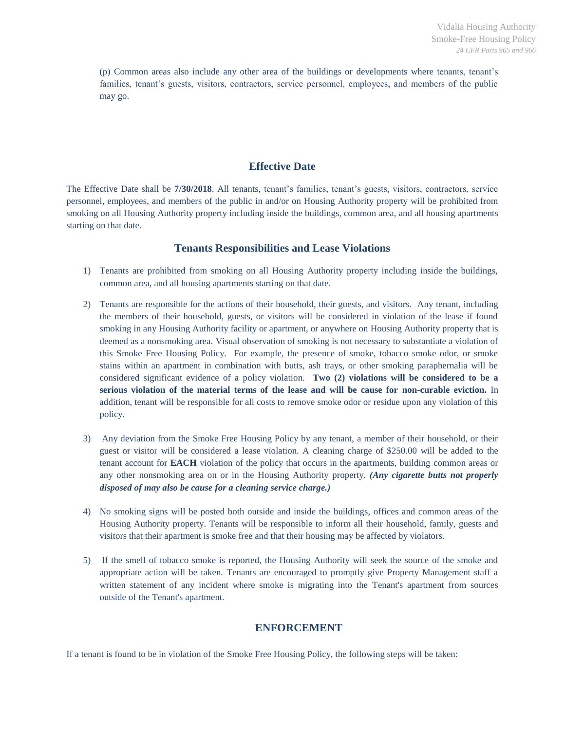(p) Common areas also include any other area of the buildings or developments where tenants, tenant's families, tenant's guests, visitors, contractors, service personnel, employees, and members of the public may go.

## Effective Date

The Effective Date shall be **7/30/2018**. All tenants, tenant's families, tenant's guests, visitors, contractors, service personnel, employees, and members of the public in and/or on Housing Authority property will be prohibited from smoking on all Housing Authority property including inside the buildings, common area, and all housing apartments starting on that date.

## Tenants Responsibilities and Lease Violations

1) Tenants are prohibited from smoking on all Housing Authority property including inside the buildings, common area, and all housing apartments starting on that date.

2) Tenants are responsible for the actions of their household, their guests, and visitors. Any tenant, including the members of their household, guests, or visitors will be considered in violation of the lease if found smoking in any Housing Authority facility or apartment, or anywhere on Housing Authority property that is deemed as a nonsmoking area. Visual observation of smoking is not necessary to substantiate a violation of this Smoke Free Housing Policy. For example, the presence of smoke, tobacco smoke odor, or smoke stains within an apartment in combination with butts, ash trays, or other smoking paraphernalia will be considered significant evidence of a policy violation. **Two (2) violations will be considered to be a serious violation of the material terms of the lease and will be cause for non-curable eviction.** In addition, tenant will be responsible for all costs to remove smoke odor or residue upon any violation of this policy.

3) Any deviation from the Smoke Free Housing Policy by any tenant, a member of their household, or their guest or visitor will be considered a lease violation. A cleaning charge of $250.00 will be added to the tenant account for **EACH** violation of the policy that occurs in the apartments, building common areas or any other nonsmoking area on or in the Housing Authority property. ***(Any cigarette butts not properly disposed of may also be cause for a cleaning service charge.)***

4) No smoking signs will be posted both outside and inside the buildings, offices and common areas of the Housing Authority property. Tenants will be responsible to inform all their household, family, guests and visitors that their apartment is smoke free and that their housing may be affected by violators.

5) If the smell of tobacco smoke is reported, the Housing Authority will seek the source of the smoke and appropriate action will be taken. Tenants are encouraged to promptly give Property Management staff a written statement of any incident where smoke is migrating into the Tenant's apartment from sources outside of the Tenant's apartment.

## ENFORCEMENT

If a tenant is found to be in violation of the Smoke Free Housing Policy, the following steps will be taken: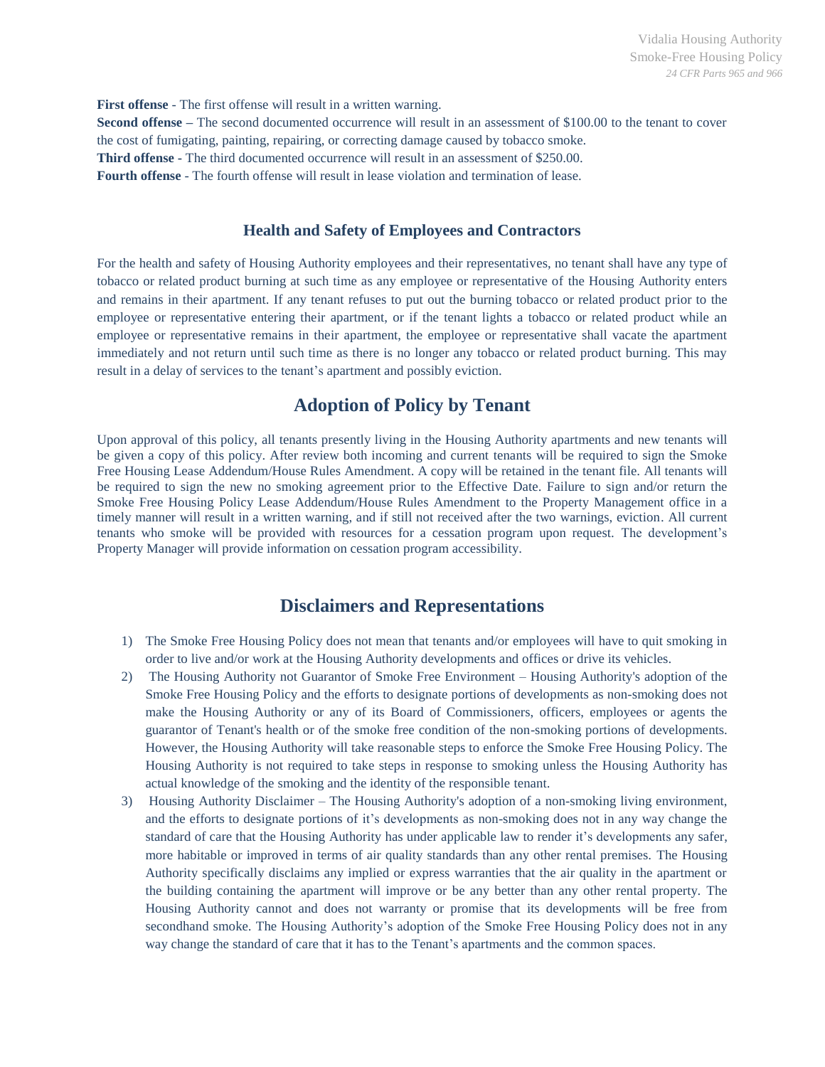**First offense** - The first offense will result in a written warning.
**Second offense** – The second documented occurrence will result in an assessment of $100.00 to the tenant to cover the cost of fumigating, painting, repairing, or correcting damage caused by tobacco smoke.
**Third offense** - The third documented occurrence will result in an assessment of $250.00.
**Fourth offense** - The fourth offense will result in lease violation and termination of lease.

### Health and Safety of Employees and Contractors

For the health and safety of Housing Authority employees and their representatives, no tenant shall have any type of tobacco or related product burning at such time as any employee or representative of the Housing Authority enters and remains in their apartment. If any tenant refuses to put out the burning tobacco or related product prior to the employee or representative entering their apartment, or if the tenant lights a tobacco or related product while an employee or representative remains in their apartment, the employee or representative shall vacate the apartment immediately and not return until such time as there is no longer any tobacco or related product burning. This may result in a delay of services to the tenant's apartment and possibly eviction.

## Adoption of Policy by Tenant

Upon approval of this policy, all tenants presently living in the Housing Authority apartments and new tenants will be given a copy of this policy. After review both incoming and current tenants will be required to sign the Smoke Free Housing Lease Addendum/House Rules Amendment. A copy will be retained in the tenant file. All tenants will be required to sign the new no smoking agreement prior to the Effective Date. Failure to sign and/or return the Smoke Free Housing Policy Lease Addendum/House Rules Amendment to the Property Management office in a timely manner will result in a written warning, and if still not received after the two warnings, eviction. All current tenants who smoke will be provided with resources for a cessation program upon request. The development's Property Manager will provide information on cessation program accessibility.

## Disclaimers and Representations

1) The Smoke Free Housing Policy does not mean that tenants and/or employees will have to quit smoking in order to live and/or work at the Housing Authority developments and offices or drive its vehicles.
2) The Housing Authority not Guarantor of Smoke Free Environment – Housing Authority's adoption of the Smoke Free Housing Policy and the efforts to designate portions of developments as non-smoking does not make the Housing Authority or any of its Board of Commissioners, officers, employees or agents the guarantor of Tenant's health or of the smoke free condition of the non-smoking portions of developments. However, the Housing Authority will take reasonable steps to enforce the Smoke Free Housing Policy. The Housing Authority is not required to take steps in response to smoking unless the Housing Authority has actual knowledge of the smoking and the identity of the responsible tenant.
3) Housing Authority Disclaimer – The Housing Authority's adoption of a non-smoking living environment, and the efforts to designate portions of it's developments as non-smoking does not in any way change the standard of care that the Housing Authority has under applicable law to render it's developments any safer, more habitable or improved in terms of air quality standards than any other rental premises. The Housing Authority specifically disclaims any implied or express warranties that the air quality in the apartment or the building containing the apartment will improve or be any better than any other rental property. The Housing Authority cannot and does not warranty or promise that its developments will be free from secondhand smoke. The Housing Authority's adoption of the Smoke Free Housing Policy does not in any way change the standard of care that it has to the Tenant's apartments and the common spaces.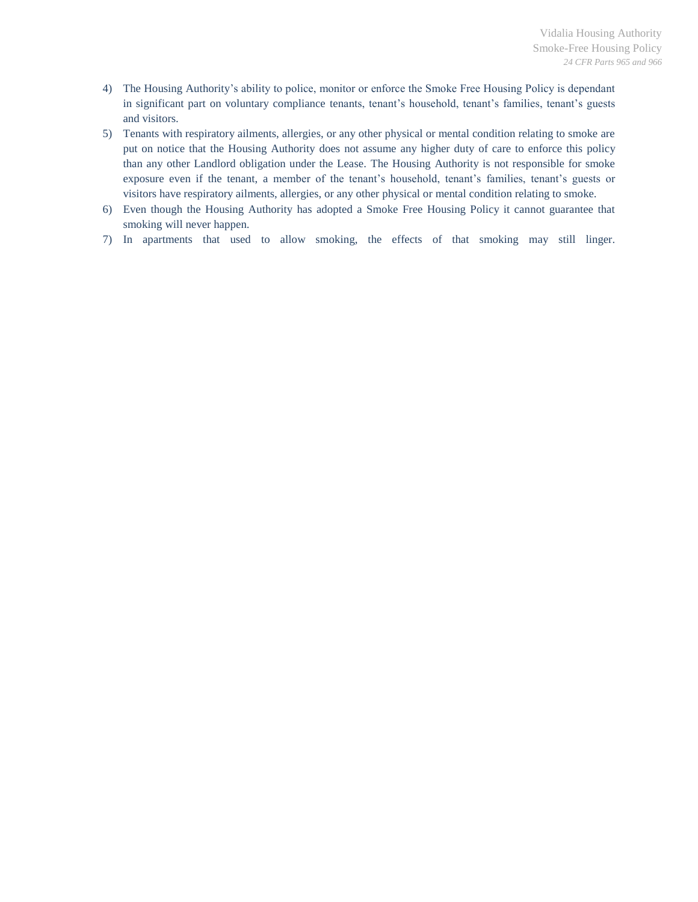4) The Housing Authority's ability to police, monitor or enforce the Smoke Free Housing Policy is dependant in significant part on voluntary compliance tenants, tenant's household, tenant's families, tenant's guests and visitors.
5) Tenants with respiratory ailments, allergies, or any other physical or mental condition relating to smoke are put on notice that the Housing Authority does not assume any higher duty of care to enforce this policy than any other Landlord obligation under the Lease. The Housing Authority is not responsible for smoke exposure even if the tenant, a member of the tenant's household, tenant's families, tenant's guests or visitors have respiratory ailments, allergies, or any other physical or mental condition relating to smoke.
6) Even though the Housing Authority has adopted a Smoke Free Housing Policy it cannot guarantee that smoking will never happen.
7) In apartments that used to allow smoking, the effects of that smoking may still linger.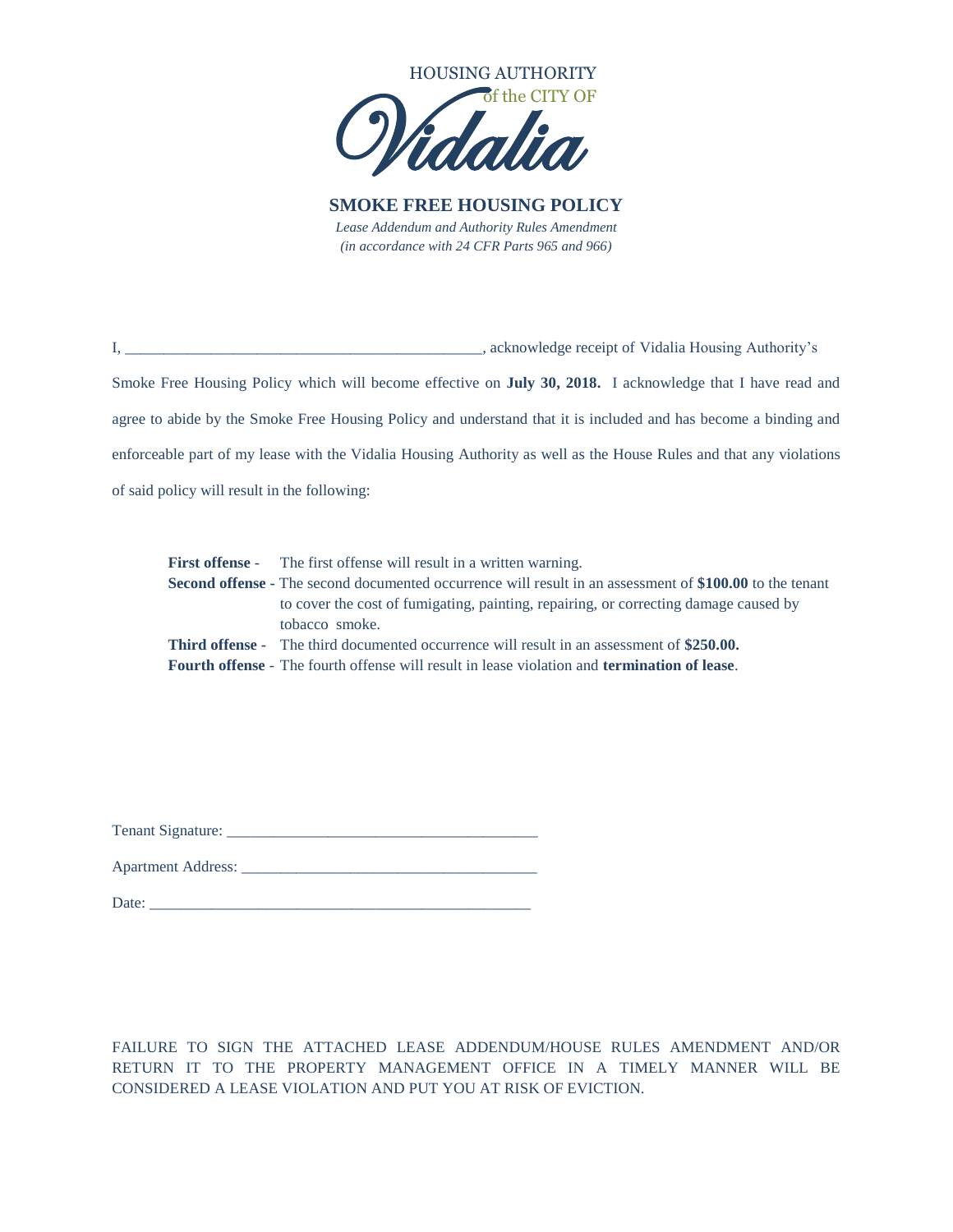HOUSING AUTHORITY
of the CITY OF
Vidalia

# SMOKE FREE HOUSING POLICY

*Lease Addendum and Authority Rules Amendment*
*(in accordance with 24 CFR Parts 965 and 966)*

I, _____________________________________________, acknowledge receipt of Vidalia Housing Authority's Smoke Free Housing Policy which will become effective on **July 30, 2018.** I acknowledge that I have read and agree to abide by the Smoke Free Housing Policy and understand that it is included and has become a binding and enforceable part of my lease with the Vidalia Housing Authority as well as the House Rules and that any violations of said policy will result in the following:

**First offense** - The first offense will result in a written warning.
**Second offense -** The second documented occurrence will result in an assessment of **$100.00** to the tenant to cover the cost of fumigating, painting, repairing, or correcting damage caused by tobacco smoke.
**Third offense -** The third documented occurrence will result in an assessment of **$250.00.**
**Fourth offense** - The fourth offense will result in lease violation and **termination of lease**.

Tenant Signature: _______________________________________

Apartment Address: _____________________________________

Date: __________________________________________________

FAILURE TO SIGN THE ATTACHED LEASE ADDENDUM/HOUSE RULES AMENDMENT AND/OR RETURN IT TO THE PROPERTY MANAGEMENT OFFICE IN A TIMELY MANNER WILL BE CONSIDERED A LEASE VIOLATION AND PUT YOU AT RISK OF EVICTION.